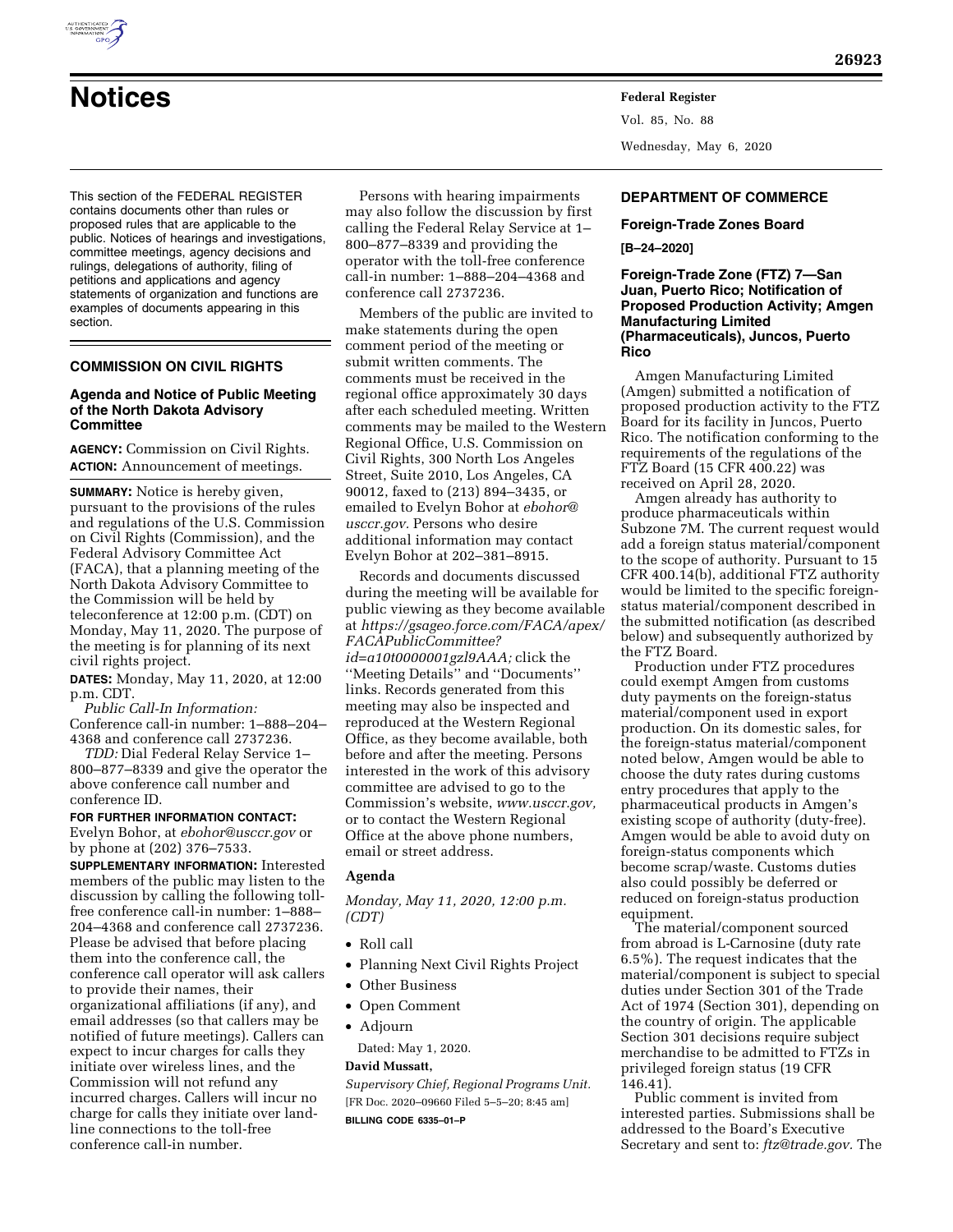# Notices

This section of the FEDERAL REGISTER contains documents other than rules or proposed rules that are applicable to the public. Notices of hearings and investigations, committee meetings, agency decisions and rulings, delegations of authority, filing of petitions and applications and agency statements of organization and functions are examples of documents appearing in this section.

## COMMISSION ON CIVIL RIGHTS

### Agenda and Notice of Public Meeting of the North Dakota Advisory Committee

**AGENCY:** Commission on Civil Rights.

**ACTION:** Announcement of meetings.

**SUMMARY:** Notice is hereby given, pursuant to the provisions of the rules and regulations of the U.S. Commission on Civil Rights (Commission), and the Federal Advisory Committee Act (FACA), that a planning meeting of the North Dakota Advisory Committee to the Commission will be held by teleconference at 12:00 p.m. (CDT) on Monday, May 11, 2020. The purpose of the meeting is for planning of its next civil rights project.

**DATES:** Monday, May 11, 2020, at 12:00 p.m. CDT.

*Public Call-In Information:* Conference call-in number: 1–888–204–4368 and conference call 2737236.

*TDD:* Dial Federal Relay Service 1–800–877–8339 and give the operator the above conference call number and conference ID.

**FOR FURTHER INFORMATION CONTACT:** Evelyn Bohor, at *ebohor@usccr.gov* or by phone at (202) 376–7533.

**SUPPLEMENTARY INFORMATION:** Interested members of the public may listen to the discussion by calling the following toll-free conference call-in number: 1–888–204–4368 and conference call 2737236. Please be advised that before placing them into the conference call, the conference call operator will ask callers to provide their names, their organizational affiliations (if any), and email addresses (so that callers may be notified of future meetings). Callers can expect to incur charges for calls they initiate over wireless lines, and the Commission will not refund any incurred charges. Callers will incur no charge for calls they initiate over land-line connections to the toll-free conference call-in number.

Persons with hearing impairments may also follow the discussion by first calling the Federal Relay Service at 1–800–877–8339 and providing the operator with the toll-free conference call-in number: 1–888–204–4368 and conference call 2737236.

Members of the public are invited to make statements during the open comment period of the meeting or submit written comments. The comments must be received in the regional office approximately 30 days after each scheduled meeting. Written comments may be mailed to the Western Regional Office, U.S. Commission on Civil Rights, 300 North Los Angeles Street, Suite 2010, Los Angeles, CA 90012, faxed to (213) 894–3435, or emailed to Evelyn Bohor at *ebohor@usccr.gov.* Persons who desire additional information may contact Evelyn Bohor at 202–381–8915.

Records and documents discussed during the meeting will be available for public viewing as they become available at *https://gsageo.force.com/FACA/apex/FACAPublicCommittee?id=a10t0000001gzl9AAA;* click the ''Meeting Details'' and ''Documents'' links. Records generated from this meeting may also be inspected and reproduced at the Western Regional Office, as they become available, both before and after the meeting. Persons interested in the work of this advisory committee are advised to go to the Commission's website, *www.usccr.gov,* or to contact the Western Regional Office at the above phone numbers, email or street address.

#### Agenda

*Monday, May 11, 2020, 12:00 p.m. (CDT)*

- Roll call
- Planning Next Civil Rights Project
- Other Business
- Open Comment
- Adjourn

Dated: May 1, 2020.

**David Mussatt,**

*Supervisory Chief, Regional Programs Unit.*

[FR Doc. 2020–09660 Filed 5–5–20; 8:45 am]

**BILLING CODE 6335–01–P**

## DEPARTMENT OF COMMERCE

### Foreign-Trade Zones Board

**[B–24–2020]**

### Foreign-Trade Zone (FTZ) 7—San Juan, Puerto Rico; Notification of Proposed Production Activity; Amgen Manufacturing Limited (Pharmaceuticals), Juncos, Puerto Rico

Amgen Manufacturing Limited (Amgen) submitted a notification of proposed production activity to the FTZ Board for its facility in Juncos, Puerto Rico. The notification conforming to the requirements of the regulations of the FTZ Board (15 CFR 400.22) was received on April 28, 2020.

Amgen already has authority to produce pharmaceuticals within Subzone 7M. The current request would add a foreign status material/component to the scope of authority. Pursuant to 15 CFR 400.14(b), additional FTZ authority would be limited to the specific foreign-status material/component described in the submitted notification (as described below) and subsequently authorized by the FTZ Board.

Production under FTZ procedures could exempt Amgen from customs duty payments on the foreign-status material/component used in export production. On its domestic sales, for the foreign-status material/component noted below, Amgen would be able to choose the duty rates during customs entry procedures that apply to the pharmaceutical products in Amgen's existing scope of authority (duty-free). Amgen would be able to avoid duty on foreign-status components which become scrap/waste. Customs duties also could possibly be deferred or reduced on foreign-status production equipment.

The material/component sourced from abroad is L-Carnosine (duty rate 6.5%). The request indicates that the material/component is subject to special duties under Section 301 of the Trade Act of 1974 (Section 301), depending on the country of origin. The applicable Section 301 decisions require subject merchandise to be admitted to FTZs in privileged foreign status (19 CFR 146.41).

Public comment is invited from interested parties. Submissions shall be addressed to the Board's Executive Secretary and sent to: *ftz@trade.gov.* The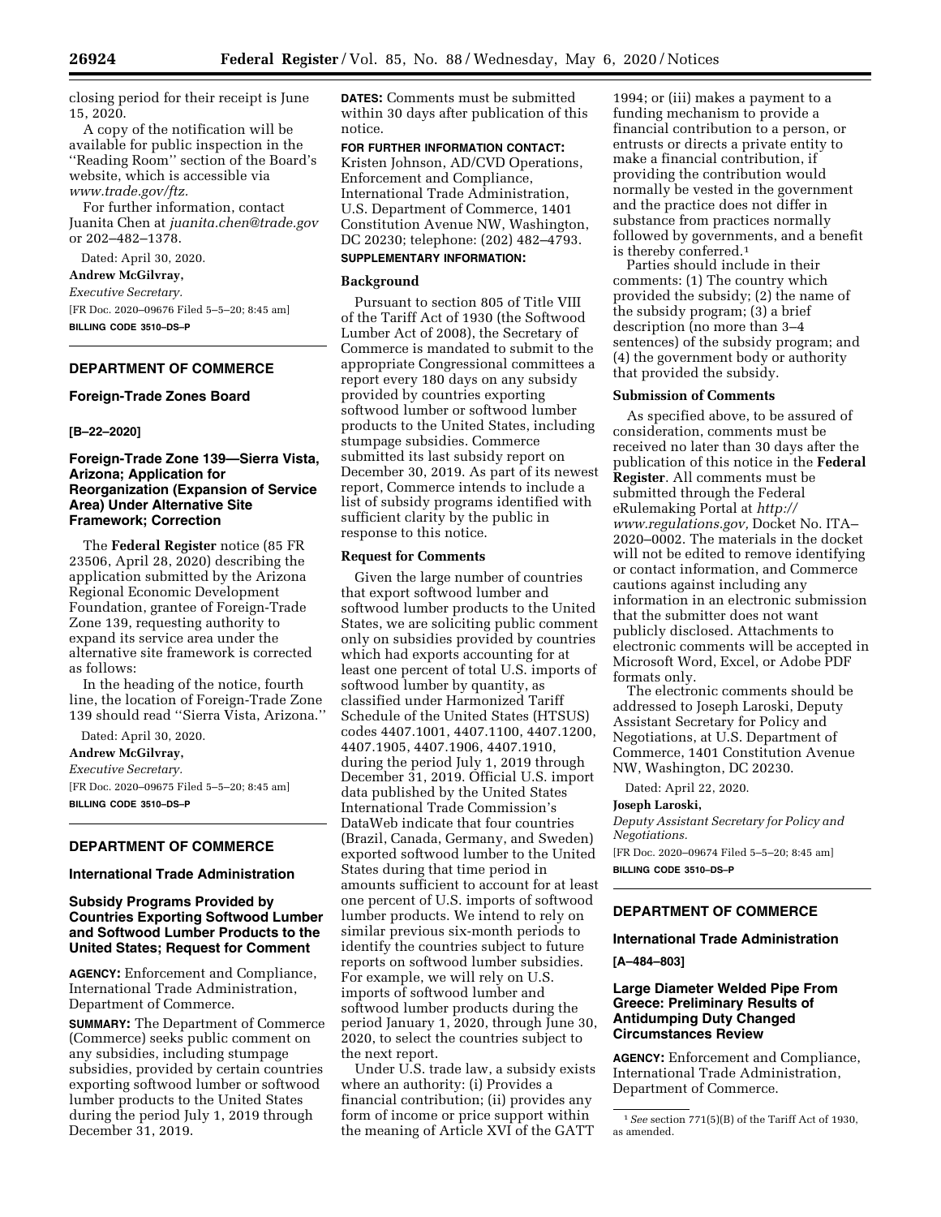closing period for their receipt is June 15, 2020.

A copy of the notification will be available for public inspection in the ''Reading Room'' section of the Board's website, which is accessible via *www.trade.gov/ftz.*

For further information, contact Juanita Chen at *juanita.chen@trade.gov* or 202–482–1378.

Dated: April 30, 2020.

**Andrew McGilvray,**

*Executive Secretary.*

[FR Doc. 2020–09676 Filed 5–5–20; 8:45 am]

**BILLING CODE 3510–DS–P**

---

## DEPARTMENT OF COMMERCE

### Foreign-Trade Zones Board

**[B–22–2020]**

### Foreign-Trade Zone 139—Sierra Vista, Arizona; Application for Reorganization (Expansion of Service Area) Under Alternative Site Framework; Correction

The **Federal Register** notice (85 FR 23506, April 28, 2020) describing the application submitted by the Arizona Regional Economic Development Foundation, grantee of Foreign-Trade Zone 139, requesting authority to expand its service area under the alternative site framework is corrected as follows:

In the heading of the notice, fourth line, the location of Foreign-Trade Zone 139 should read ''Sierra Vista, Arizona.''

Dated: April 30, 2020.

**Andrew McGilvray,**

*Executive Secretary.*

[FR Doc. 2020–09675 Filed 5–5–20; 8:45 am]

**BILLING CODE 3510–DS–P**

---

## DEPARTMENT OF COMMERCE

### International Trade Administration

### Subsidy Programs Provided by Countries Exporting Softwood Lumber and Softwood Lumber Products to the United States; Request for Comment

**AGENCY:** Enforcement and Compliance, International Trade Administration, Department of Commerce.

**SUMMARY:** The Department of Commerce (Commerce) seeks public comment on any subsidies, including stumpage subsidies, provided by certain countries exporting softwood lumber or softwood lumber products to the United States during the period July 1, 2019 through December 31, 2019.

**DATES:** Comments must be submitted within 30 days after publication of this notice.

**FOR FURTHER INFORMATION CONTACT:** Kristen Johnson, AD/CVD Operations, Enforcement and Compliance, International Trade Administration, U.S. Department of Commerce, 1401 Constitution Avenue NW, Washington, DC 20230; telephone: (202) 482–4793.

**SUPPLEMENTARY INFORMATION:**

#### Background

Pursuant to section 805 of Title VIII of the Tariff Act of 1930 (the Softwood Lumber Act of 2008), the Secretary of Commerce is mandated to submit to the appropriate Congressional committees a report every 180 days on any subsidy provided by countries exporting softwood lumber or softwood lumber products to the United States, including stumpage subsidies. Commerce submitted its last subsidy report on December 30, 2019. As part of its newest report, Commerce intends to include a list of subsidy programs identified with sufficient clarity by the public in response to this notice.

#### Request for Comments

Given the large number of countries that export softwood lumber and softwood lumber products to the United States, we are soliciting public comment only on subsidies provided by countries which had exports accounting for at least one percent of total U.S. imports of softwood lumber by quantity, as classified under Harmonized Tariff Schedule of the United States (HTSUS) codes 4407.1001, 4407.1100, 4407.1200, 4407.1905, 4407.1906, 4407.1910, during the period July 1, 2019 through December 31, 2019. Official U.S. import data published by the United States International Trade Commission's DataWeb indicate that four countries (Brazil, Canada, Germany, and Sweden) exported softwood lumber to the United States during that time period in amounts sufficient to account for at least one percent of U.S. imports of softwood lumber products. We intend to rely on similar previous six-month periods to identify the countries subject to future reports on softwood lumber subsidies. For example, we will rely on U.S. imports of softwood lumber and softwood lumber products during the period January 1, 2020, through June 30, 2020, to select the countries subject to the next report.

Under U.S. trade law, a subsidy exists where an authority: (i) Provides a financial contribution; (ii) provides any form of income or price support within the meaning of Article XVI of the GATT 1994; or (iii) makes a payment to a funding mechanism to provide a financial contribution to a person, or entrusts or directs a private entity to make a financial contribution, if providing the contribution would normally be vested in the government and the practice does not differ in substance from practices normally followed by governments, and a benefit is thereby conferred.[1]

Parties should include in their comments: (1) The country which provided the subsidy; (2) the name of the subsidy program; (3) a brief description (no more than 3–4 sentences) of the subsidy program; and (4) the government body or authority that provided the subsidy.

#### Submission of Comments

As specified above, to be assured of consideration, comments must be received no later than 30 days after the publication of this notice in the **Federal Register**. All comments must be submitted through the Federal eRulemaking Portal at *http://www.regulations.gov,* Docket No. ITA–2020–0002. The materials in the docket will not be edited to remove identifying or contact information, and Commerce cautions against including any information in an electronic submission that the submitter does not want publicly disclosed. Attachments to electronic comments will be accepted in Microsoft Word, Excel, or Adobe PDF formats only.

The electronic comments should be addressed to Joseph Laroski, Deputy Assistant Secretary for Policy and Negotiations, at U.S. Department of Commerce, 1401 Constitution Avenue NW, Washington, DC 20230.

Dated: April 22, 2020.

**Joseph Laroski,**

*Deputy Assistant Secretary for Policy and Negotiations.*

[FR Doc. 2020–09674 Filed 5–5–20; 8:45 am]

**BILLING CODE 3510–DS–P**

[1] *See* section 771(5)(B) of the Tariff Act of 1930, as amended.

---

## DEPARTMENT OF COMMERCE

### International Trade Administration

**[A–484–803]**

### Large Diameter Welded Pipe From Greece: Preliminary Results of Antidumping Duty Changed Circumstances Review

**AGENCY:** Enforcement and Compliance, International Trade Administration, Department of Commerce.